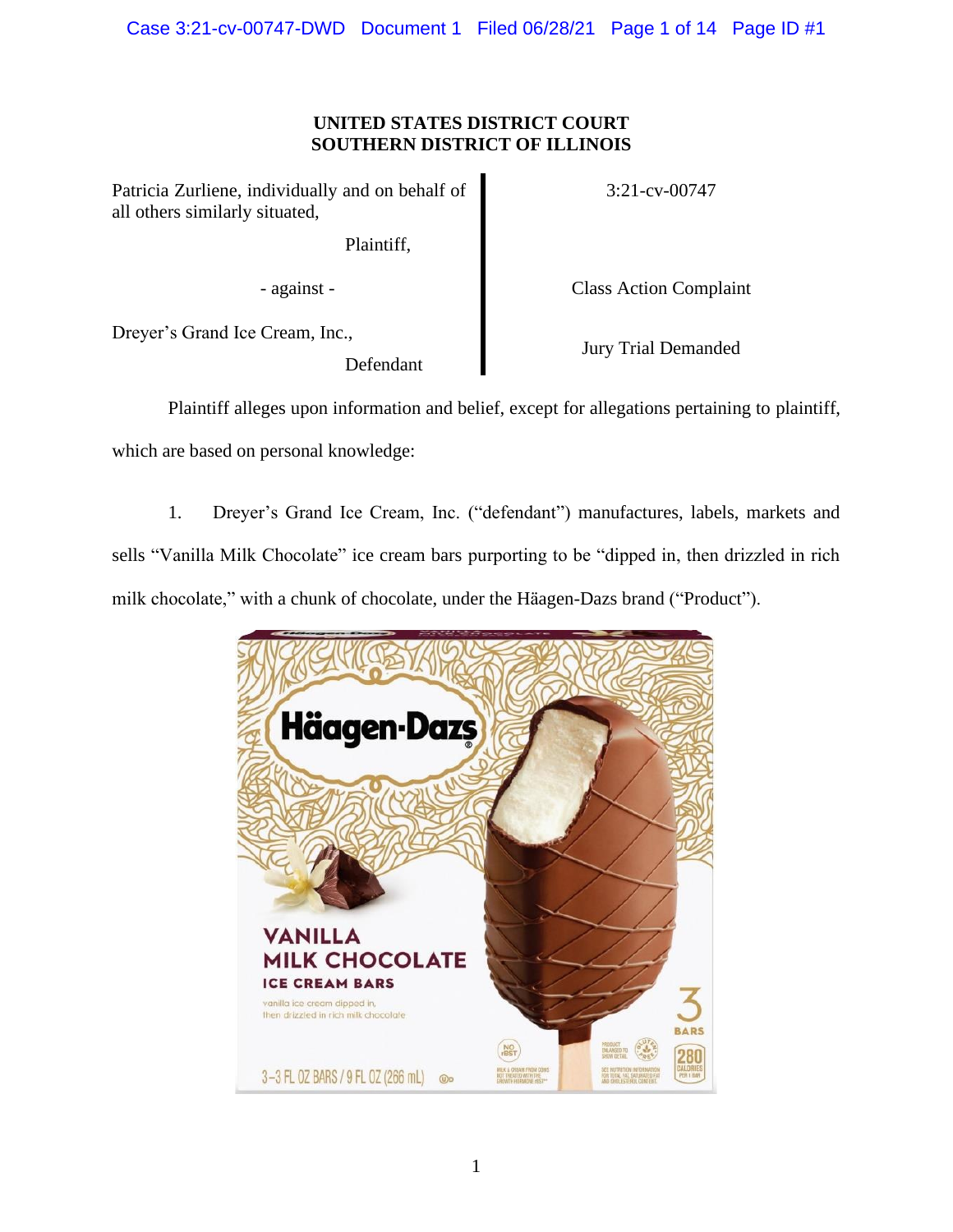**UNITED STATES DISTRICT COURT**
**SOUTHERN DISTRICT OF ILLINOIS**

| | |
|---|---|
| Patricia Zurliene, individually and on behalf of all others similarly situated, Plaintiff, | 3:21-cv-00747 |
| - against - | Class Action Complaint |
| Dreyer's Grand Ice Cream, Inc., Defendant | Jury Trial Demanded |

Plaintiff alleges upon information and belief, except for allegations pertaining to plaintiff, which are based on personal knowledge:

1. Dreyer's Grand Ice Cream, Inc. ("defendant") manufactures, labels, markets and sells "Vanilla Milk Chocolate" ice cream bars purporting to be "dipped in, then drizzled in rich milk chocolate," with a chunk of chocolate, under the Häagen-Dazs brand ("Product").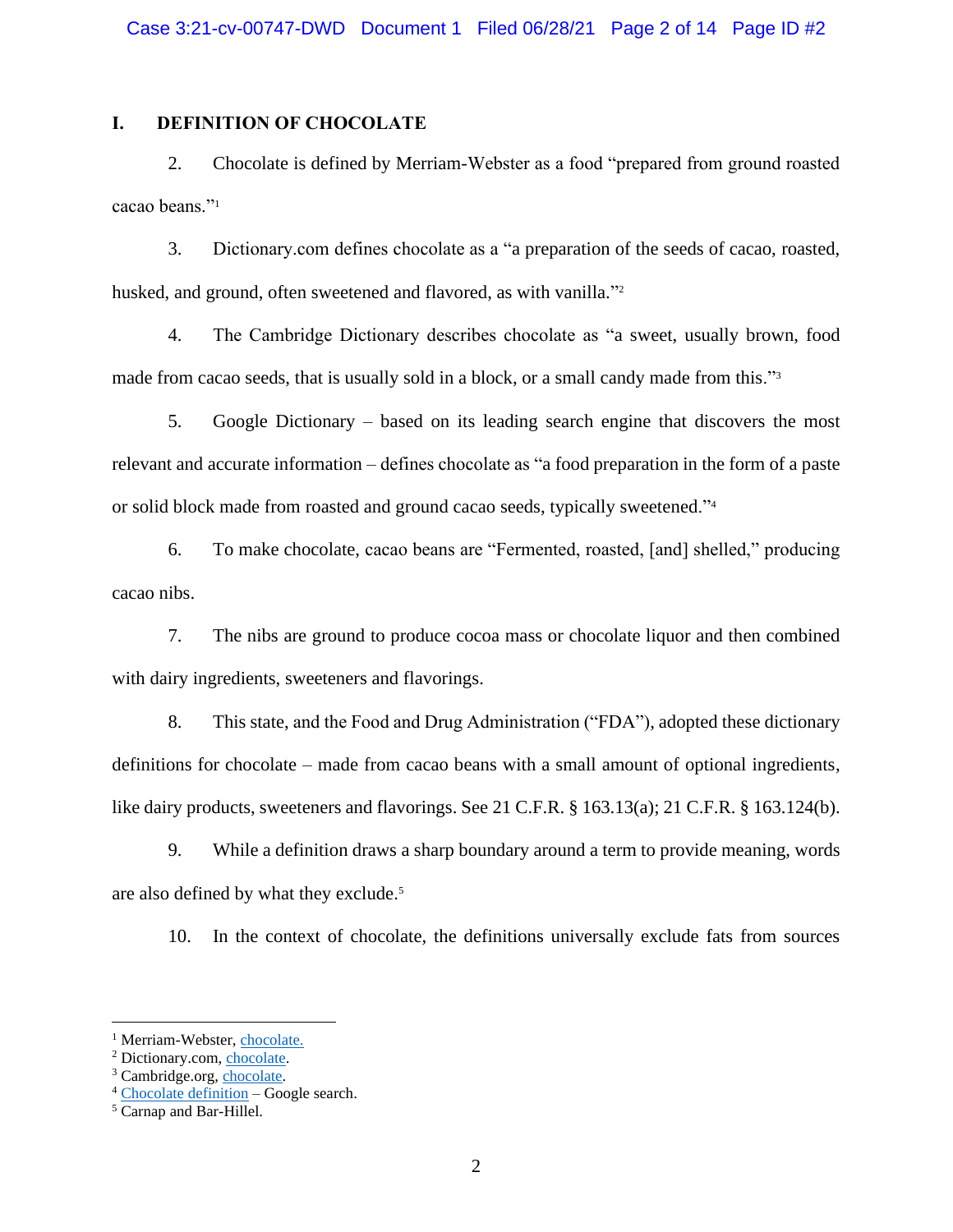## I. DEFINITION OF CHOCOLATE

2. Chocolate is defined by Merriam-Webster as a food "prepared from ground roasted cacao beans."[1]

3. Dictionary.com defines chocolate as a "a preparation of the seeds of cacao, roasted, husked, and ground, often sweetened and flavored, as with vanilla."[2]

4. The Cambridge Dictionary describes chocolate as "a sweet, usually brown, food made from cacao seeds, that is usually sold in a block, or a small candy made from this."[3]

5. Google Dictionary – based on its leading search engine that discovers the most relevant and accurate information – defines chocolate as "a food preparation in the form of a paste or solid block made from roasted and ground cacao seeds, typically sweetened."[4]

6. To make chocolate, cacao beans are "Fermented, roasted, [and] shelled," producing cacao nibs.

7. The nibs are ground to produce cocoa mass or chocolate liquor and then combined with dairy ingredients, sweeteners and flavorings.

8. This state, and the Food and Drug Administration ("FDA"), adopted these dictionary definitions for chocolate – made from cacao beans with a small amount of optional ingredients, like dairy products, sweeteners and flavorings. See 21 C.F.R. § 163.13(a); 21 C.F.R. § 163.124(b).

9. While a definition draws a sharp boundary around a term to provide meaning, words are also defined by what they exclude.[5]

10. In the context of chocolate, the definitions universally exclude fats from sources

---

[1] Merriam-Webster, chocolate.

[2] Dictionary.com, chocolate.

[3] Cambridge.org, chocolate.

[4] Chocolate definition – Google search.

[5] Carnap and Bar-Hillel.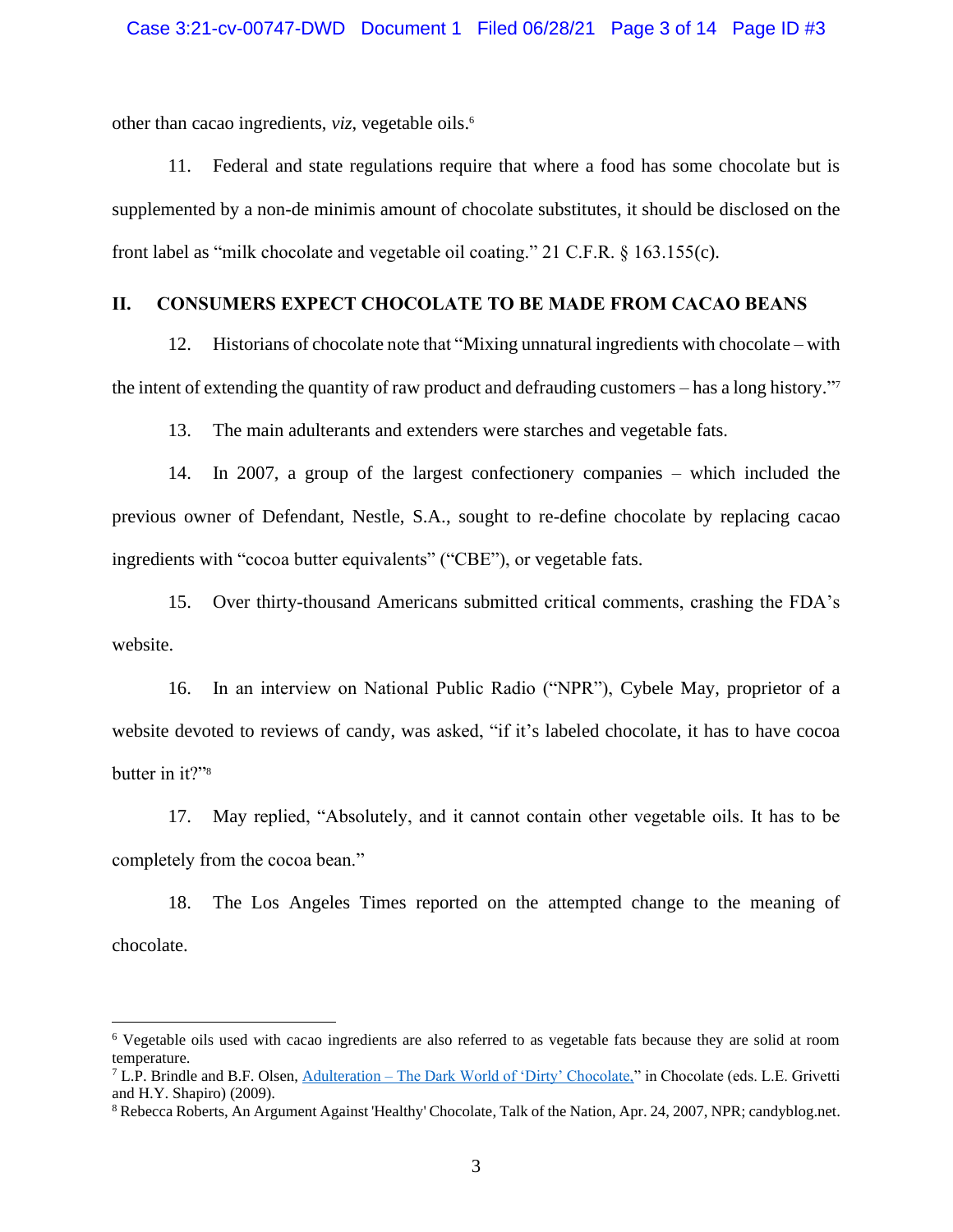other than cacao ingredients, *viz*, vegetable oils.[6]

11. Federal and state regulations require that where a food has some chocolate but is supplemented by a non-de minimis amount of chocolate substitutes, it should be disclosed on the front label as "milk chocolate and vegetable oil coating." 21 C.F.R. § 163.155(c).

## II. CONSUMERS EXPECT CHOCOLATE TO BE MADE FROM CACAO BEANS

12. Historians of chocolate note that "Mixing unnatural ingredients with chocolate – with the intent of extending the quantity of raw product and defrauding customers – has a long history."[7]

13. The main adulterants and extenders were starches and vegetable fats.

14. In 2007, a group of the largest confectionery companies – which included the previous owner of Defendant, Nestle, S.A., sought to re-define chocolate by replacing cacao ingredients with "cocoa butter equivalents" ("CBE"), or vegetable fats.

15. Over thirty-thousand Americans submitted critical comments, crashing the FDA's website.

16. In an interview on National Public Radio ("NPR"), Cybele May, proprietor of a website devoted to reviews of candy, was asked, "if it's labeled chocolate, it has to have cocoa butter in it?"[8]

17. May replied, "Absolutely, and it cannot contain other vegetable oils. It has to be completely from the cocoa bean."

18. The Los Angeles Times reported on the attempted change to the meaning of chocolate.

---

[6] Vegetable oils used with cacao ingredients are also referred to as vegetable fats because they are solid at room temperature.

[7] L.P. Brindle and B.F. Olsen, Adulteration – The Dark World of 'Dirty' Chocolate," in Chocolate (eds. L.E. Grivetti and H.Y. Shapiro) (2009).

[8] Rebecca Roberts, An Argument Against 'Healthy' Chocolate, Talk of the Nation, Apr. 24, 2007, NPR; candyblog.net.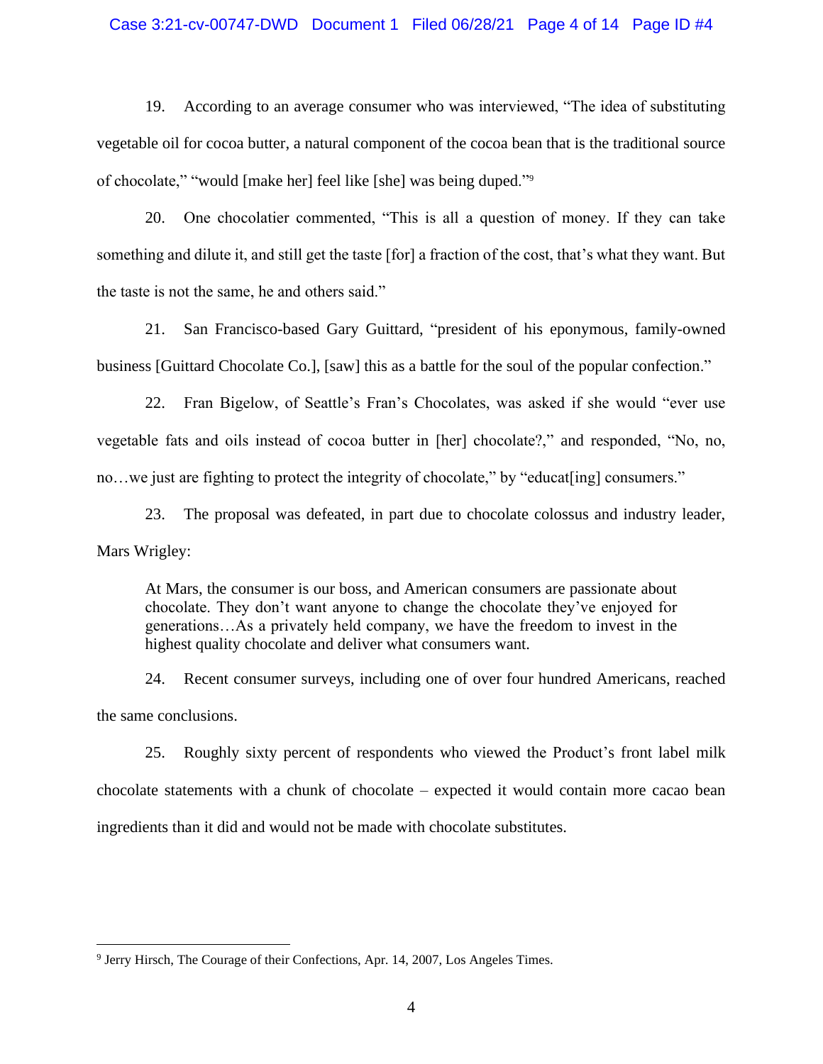19. According to an average consumer who was interviewed, "The idea of substituting vegetable oil for cocoa butter, a natural component of the cocoa bean that is the traditional source of chocolate," "would [make her] feel like [she] was being duped."[9]

20. One chocolatier commented, "This is all a question of money. If they can take something and dilute it, and still get the taste [for] a fraction of the cost, that's what they want. But the taste is not the same, he and others said."

21. San Francisco-based Gary Guittard, "president of his eponymous, family-owned business [Guittard Chocolate Co.], [saw] this as a battle for the soul of the popular confection."

22. Fran Bigelow, of Seattle's Fran's Chocolates, was asked if she would "ever use vegetable fats and oils instead of cocoa butter in [her] chocolate?," and responded, "No, no, no…we just are fighting to protect the integrity of chocolate," by "educat[ing] consumers."

23. The proposal was defeated, in part due to chocolate colossus and industry leader, Mars Wrigley:

> At Mars, the consumer is our boss, and American consumers are passionate about chocolate. They don't want anyone to change the chocolate they've enjoyed for generations…As a privately held company, we have the freedom to invest in the highest quality chocolate and deliver what consumers want.

24. Recent consumer surveys, including one of over four hundred Americans, reached the same conclusions.

25. Roughly sixty percent of respondents who viewed the Product's front label milk chocolate statements with a chunk of chocolate – expected it would contain more cacao bean ingredients than it did and would not be made with chocolate substitutes.

---

[9] Jerry Hirsch, The Courage of their Confections, Apr. 14, 2007, Los Angeles Times.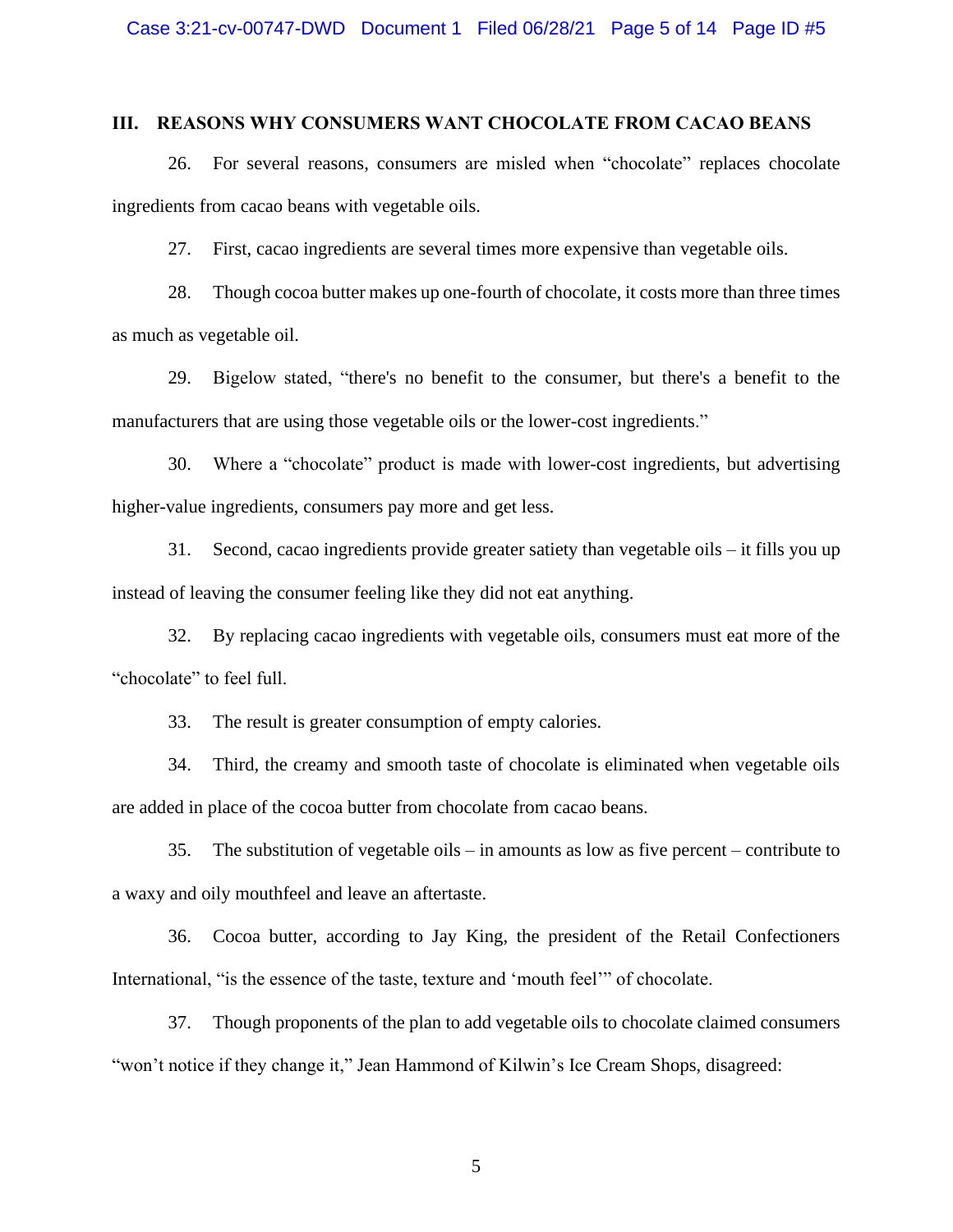## III. REASONS WHY CONSUMERS WANT CHOCOLATE FROM CACAO BEANS

26. For several reasons, consumers are misled when "chocolate" replaces chocolate ingredients from cacao beans with vegetable oils.

27. First, cacao ingredients are several times more expensive than vegetable oils.

28. Though cocoa butter makes up one-fourth of chocolate, it costs more than three times as much as vegetable oil.

29. Bigelow stated, "there's no benefit to the consumer, but there's a benefit to the manufacturers that are using those vegetable oils or the lower-cost ingredients."

30. Where a "chocolate" product is made with lower-cost ingredients, but advertising higher-value ingredients, consumers pay more and get less.

31. Second, cacao ingredients provide greater satiety than vegetable oils – it fills you up instead of leaving the consumer feeling like they did not eat anything.

32. By replacing cacao ingredients with vegetable oils, consumers must eat more of the "chocolate" to feel full.

33. The result is greater consumption of empty calories.

34. Third, the creamy and smooth taste of chocolate is eliminated when vegetable oils are added in place of the cocoa butter from chocolate from cacao beans.

35. The substitution of vegetable oils – in amounts as low as five percent – contribute to a waxy and oily mouthfeel and leave an aftertaste.

36. Cocoa butter, according to Jay King, the president of the Retail Confectioners International, "is the essence of the taste, texture and 'mouth feel'" of chocolate.

37. Though proponents of the plan to add vegetable oils to chocolate claimed consumers "won't notice if they change it," Jean Hammond of Kilwin's Ice Cream Shops, disagreed: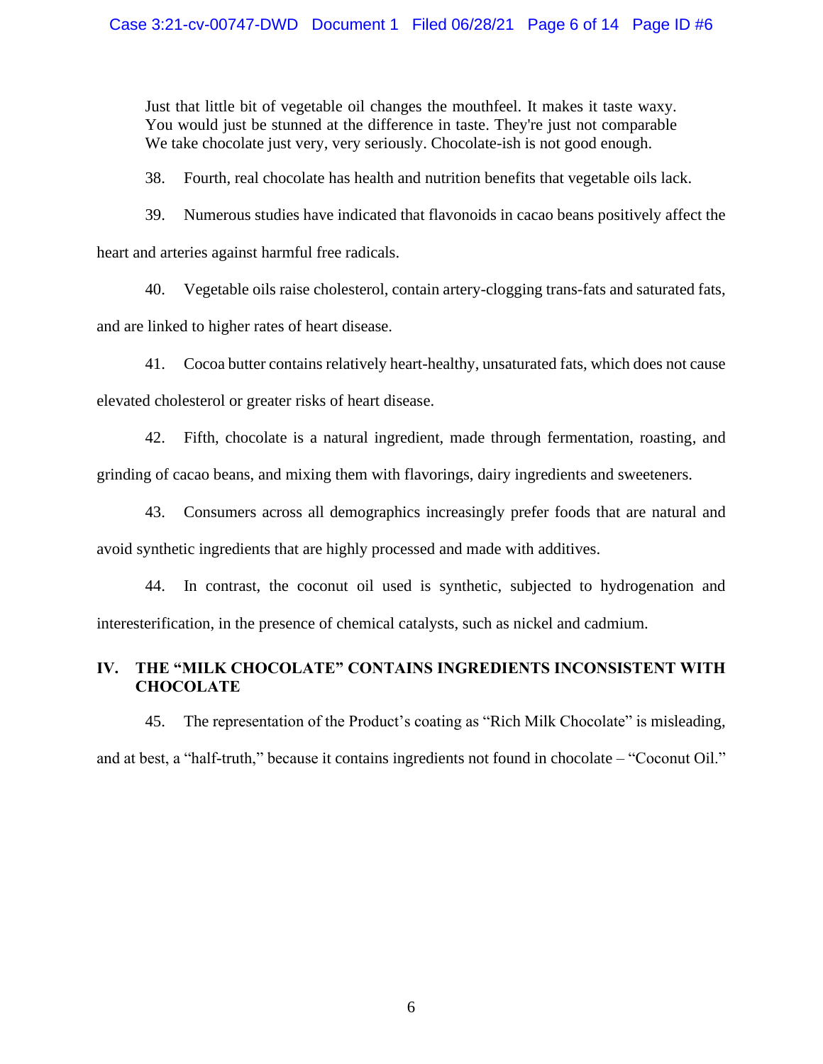> Just that little bit of vegetable oil changes the mouthfeel. It makes it taste waxy. You would just be stunned at the difference in taste. They're just not comparable We take chocolate just very, very seriously. Chocolate-ish is not good enough.

38. Fourth, real chocolate has health and nutrition benefits that vegetable oils lack.

39. Numerous studies have indicated that flavonoids in cacao beans positively affect the heart and arteries against harmful free radicals.

40. Vegetable oils raise cholesterol, contain artery-clogging trans-fats and saturated fats, and are linked to higher rates of heart disease.

41. Cocoa butter contains relatively heart-healthy, unsaturated fats, which does not cause elevated cholesterol or greater risks of heart disease.

42. Fifth, chocolate is a natural ingredient, made through fermentation, roasting, and grinding of cacao beans, and mixing them with flavorings, dairy ingredients and sweeteners.

43. Consumers across all demographics increasingly prefer foods that are natural and avoid synthetic ingredients that are highly processed and made with additives.

44. In contrast, the coconut oil used is synthetic, subjected to hydrogenation and interesterification, in the presence of chemical catalysts, such as nickel and cadmium.

## IV. THE "MILK CHOCOLATE" CONTAINS INGREDIENTS INCONSISTENT WITH CHOCOLATE

45. The representation of the Product's coating as "Rich Milk Chocolate" is misleading, and at best, a "half-truth," because it contains ingredients not found in chocolate – "Coconut Oil."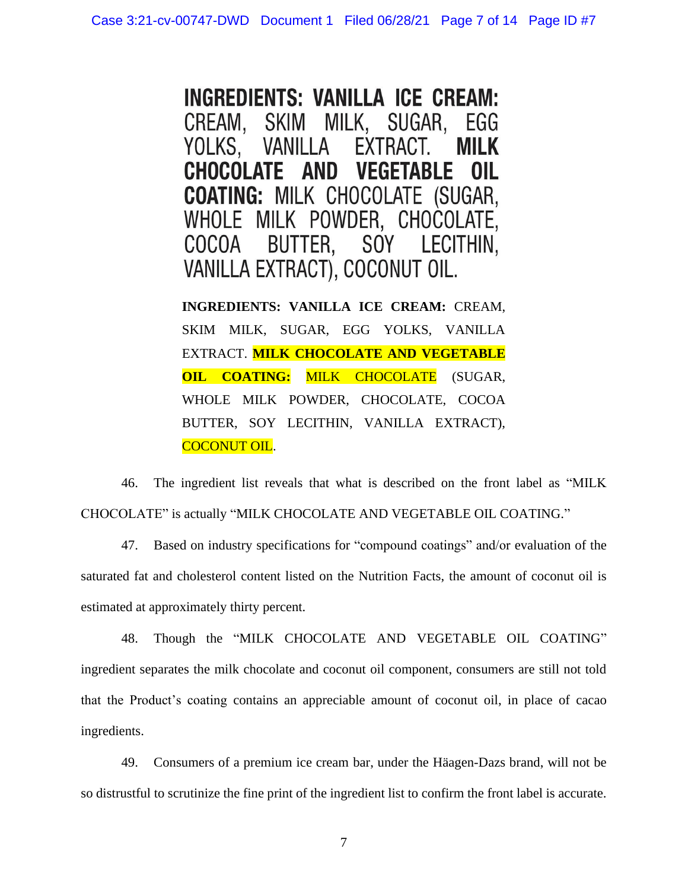**INGREDIENTS: VANILLA ICE CREAM:** CREAM, SKIM MILK, SUGAR, EGG YOLKS, VANILLA EXTRACT. **MILK CHOCOLATE AND VEGETABLE OIL COATING:** MILK CHOCOLATE (SUGAR, WHOLE MILK POWDER, CHOCOLATE, COCOA BUTTER, SOY LECITHIN, VANILLA EXTRACT), COCONUT OIL.

**INGREDIENTS: VANILLA ICE CREAM:** CREAM, SKIM MILK, SUGAR, EGG YOLKS, VANILLA EXTRACT. **MILK CHOCOLATE AND VEGETABLE OIL COATING:** MILK CHOCOLATE (SUGAR, WHOLE MILK POWDER, CHOCOLATE, COCOA BUTTER, SOY LECITHIN, VANILLA EXTRACT), COCONUT OIL.

46. The ingredient list reveals that what is described on the front label as "MILK CHOCOLATE" is actually "MILK CHOCOLATE AND VEGETABLE OIL COATING."

47. Based on industry specifications for "compound coatings" and/or evaluation of the saturated fat and cholesterol content listed on the Nutrition Facts, the amount of coconut oil is estimated at approximately thirty percent.

48. Though the "MILK CHOCOLATE AND VEGETABLE OIL COATING" ingredient separates the milk chocolate and coconut oil component, consumers are still not told that the Product's coating contains an appreciable amount of coconut oil, in place of cacao ingredients.

49. Consumers of a premium ice cream bar, under the Häagen-Dazs brand, will not be so distrustful to scrutinize the fine print of the ingredient list to confirm the front label is accurate.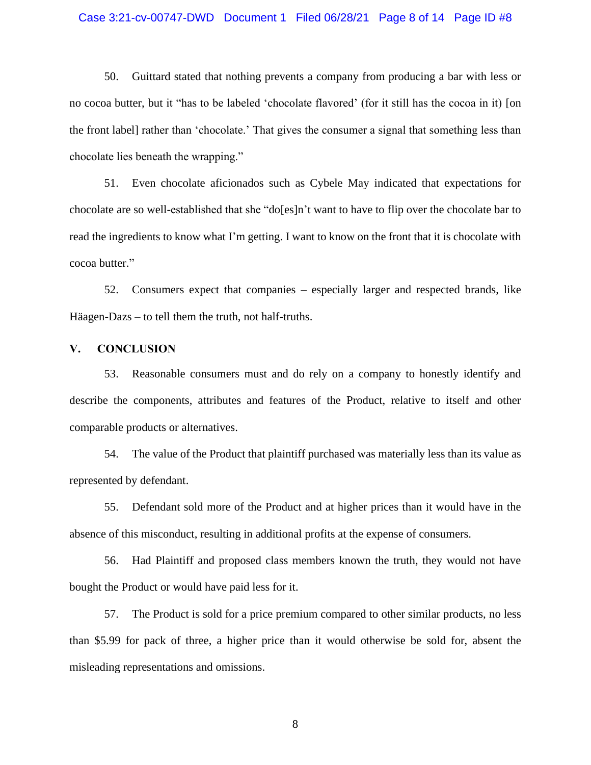50. Guittard stated that nothing prevents a company from producing a bar with less or no cocoa butter, but it "has to be labeled 'chocolate flavored' (for it still has the cocoa in it) [on the front label] rather than 'chocolate.' That gives the consumer a signal that something less than chocolate lies beneath the wrapping."

51. Even chocolate aficionados such as Cybele May indicated that expectations for chocolate are so well-established that she "do[es]n't want to have to flip over the chocolate bar to read the ingredients to know what I'm getting. I want to know on the front that it is chocolate with cocoa butter."

52. Consumers expect that companies – especially larger and respected brands, like Häagen-Dazs – to tell them the truth, not half-truths.

## V. CONCLUSION

53. Reasonable consumers must and do rely on a company to honestly identify and describe the components, attributes and features of the Product, relative to itself and other comparable products or alternatives.

54. The value of the Product that plaintiff purchased was materially less than its value as represented by defendant.

55. Defendant sold more of the Product and at higher prices than it would have in the absence of this misconduct, resulting in additional profits at the expense of consumers.

56. Had Plaintiff and proposed class members known the truth, they would not have bought the Product or would have paid less for it.

57. The Product is sold for a price premium compared to other similar products, no less than $5.99 for pack of three, a higher price than it would otherwise be sold for, absent the misleading representations and omissions.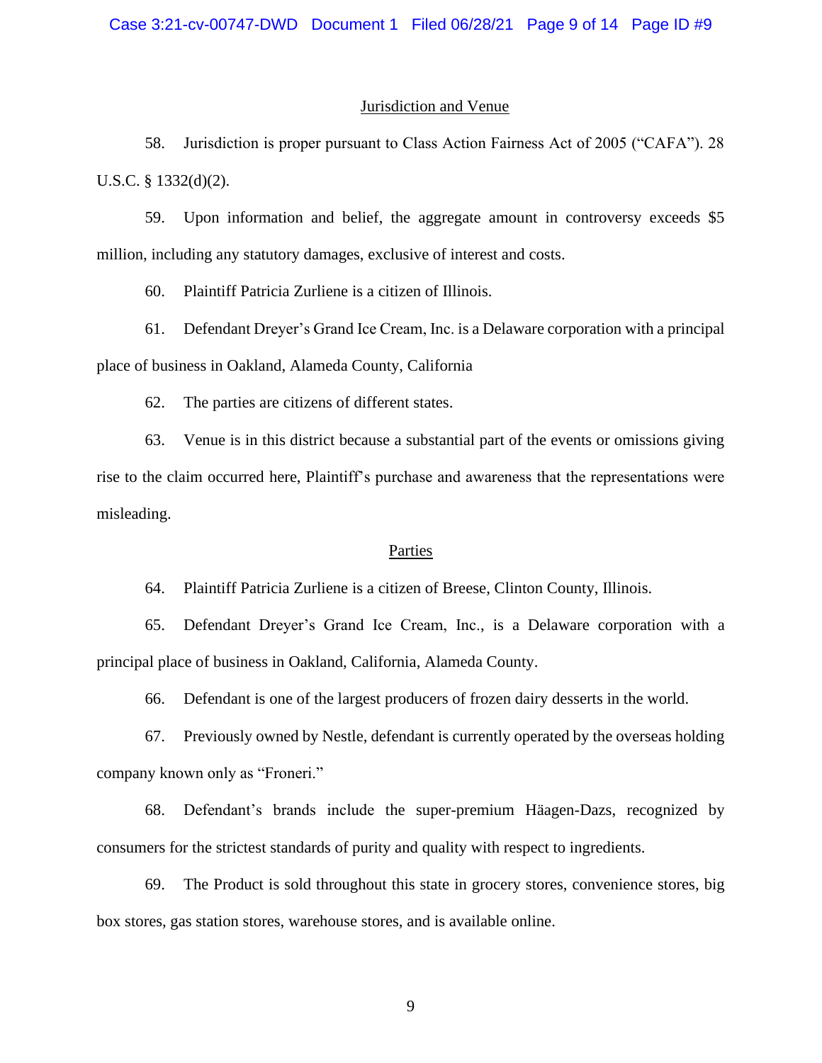## Jurisdiction and Venue

58. Jurisdiction is proper pursuant to Class Action Fairness Act of 2005 ("CAFA"). 28 U.S.C. § 1332(d)(2).

59. Upon information and belief, the aggregate amount in controversy exceeds $5 million, including any statutory damages, exclusive of interest and costs.

60. Plaintiff Patricia Zurliene is a citizen of Illinois.

61. Defendant Dreyer's Grand Ice Cream, Inc. is a Delaware corporation with a principal place of business in Oakland, Alameda County, California

62. The parties are citizens of different states.

63. Venue is in this district because a substantial part of the events or omissions giving rise to the claim occurred here, Plaintiff's purchase and awareness that the representations were misleading.

## Parties

64. Plaintiff Patricia Zurliene is a citizen of Breese, Clinton County, Illinois.

65. Defendant Dreyer's Grand Ice Cream, Inc., is a Delaware corporation with a principal place of business in Oakland, California, Alameda County.

66. Defendant is one of the largest producers of frozen dairy desserts in the world.

67. Previously owned by Nestle, defendant is currently operated by the overseas holding company known only as "Froneri."

68. Defendant's brands include the super-premium Häagen-Dazs, recognized by consumers for the strictest standards of purity and quality with respect to ingredients.

69. The Product is sold throughout this state in grocery stores, convenience stores, big box stores, gas station stores, warehouse stores, and is available online.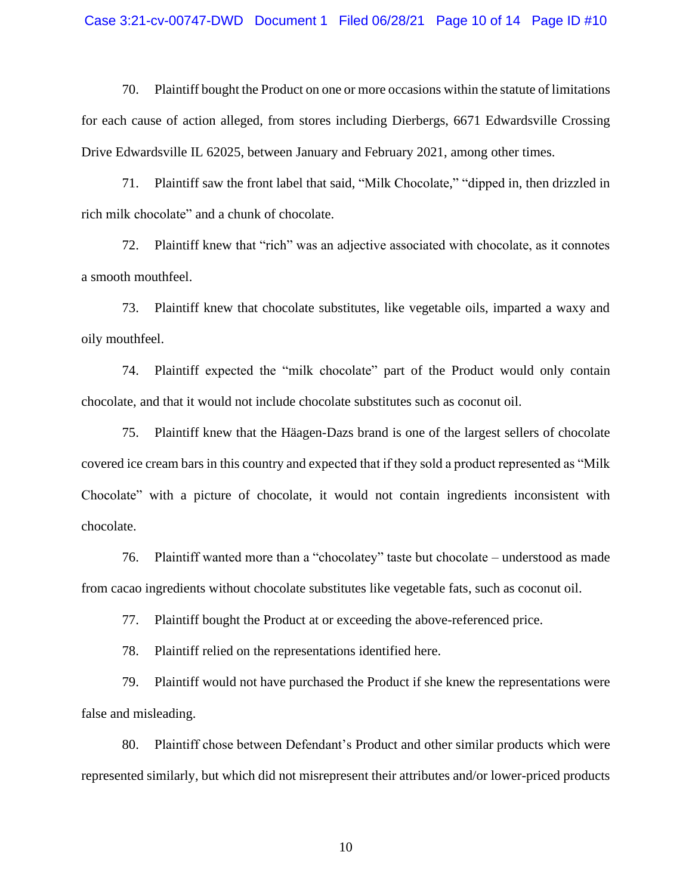70. Plaintiff bought the Product on one or more occasions within the statute of limitations for each cause of action alleged, from stores including Dierbergs, 6671 Edwardsville Crossing Drive Edwardsville IL 62025, between January and February 2021, among other times.

71. Plaintiff saw the front label that said, "Milk Chocolate," "dipped in, then drizzled in rich milk chocolate" and a chunk of chocolate.

72. Plaintiff knew that "rich" was an adjective associated with chocolate, as it connotes a smooth mouthfeel.

73. Plaintiff knew that chocolate substitutes, like vegetable oils, imparted a waxy and oily mouthfeel.

74. Plaintiff expected the "milk chocolate" part of the Product would only contain chocolate, and that it would not include chocolate substitutes such as coconut oil.

75. Plaintiff knew that the Häagen-Dazs brand is one of the largest sellers of chocolate covered ice cream bars in this country and expected that if they sold a product represented as "Milk Chocolate" with a picture of chocolate, it would not contain ingredients inconsistent with chocolate.

76. Plaintiff wanted more than a "chocolatey" taste but chocolate – understood as made from cacao ingredients without chocolate substitutes like vegetable fats, such as coconut oil.

77. Plaintiff bought the Product at or exceeding the above-referenced price.

78. Plaintiff relied on the representations identified here.

79. Plaintiff would not have purchased the Product if she knew the representations were false and misleading.

80. Plaintiff chose between Defendant's Product and other similar products which were represented similarly, but which did not misrepresent their attributes and/or lower-priced products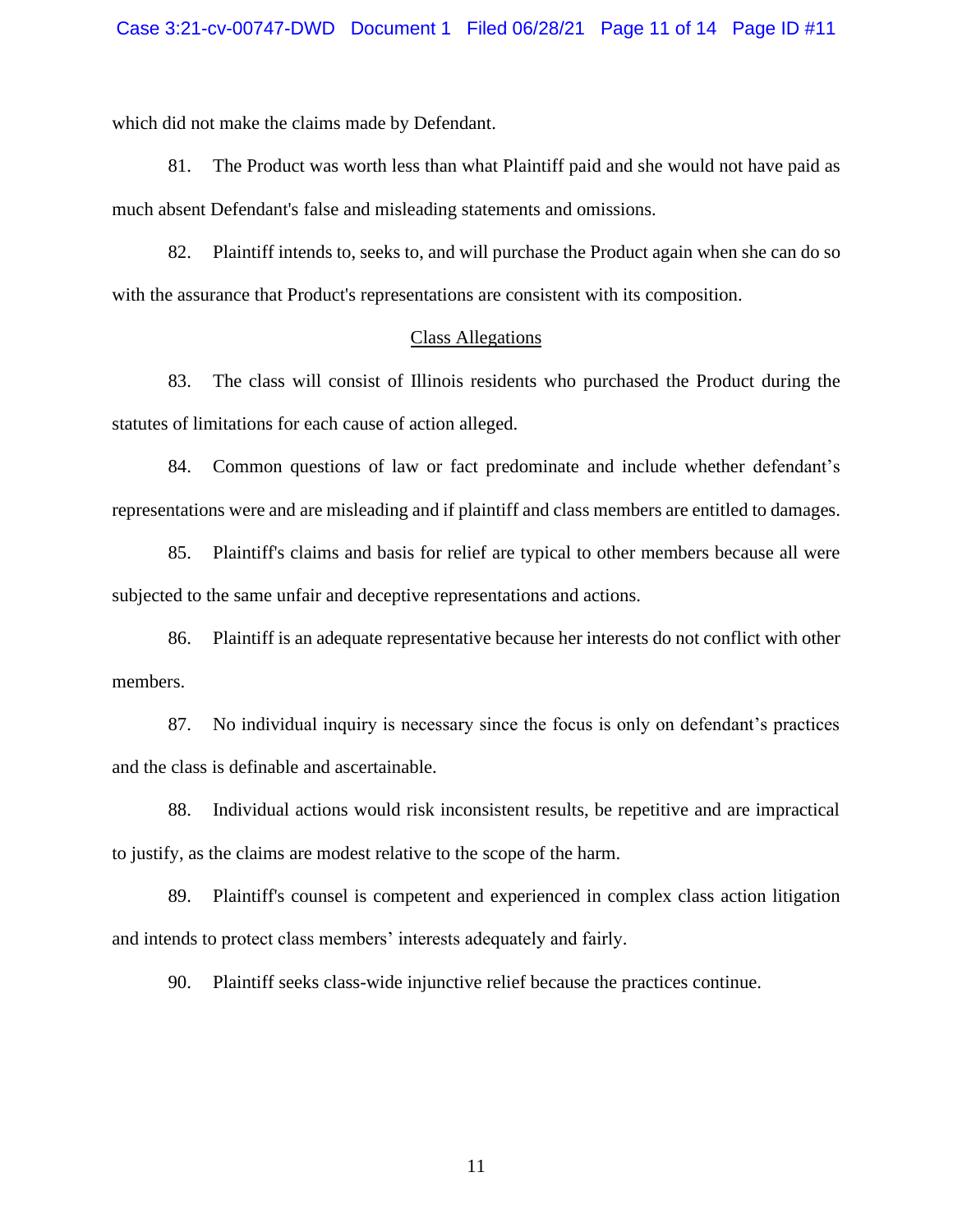which did not make the claims made by Defendant.

81. The Product was worth less than what Plaintiff paid and she would not have paid as much absent Defendant's false and misleading statements and omissions.

82. Plaintiff intends to, seeks to, and will purchase the Product again when she can do so with the assurance that Product's representations are consistent with its composition.

## Class Allegations

83. The class will consist of Illinois residents who purchased the Product during the statutes of limitations for each cause of action alleged.

84. Common questions of law or fact predominate and include whether defendant's representations were and are misleading and if plaintiff and class members are entitled to damages.

85. Plaintiff's claims and basis for relief are typical to other members because all were subjected to the same unfair and deceptive representations and actions.

86. Plaintiff is an adequate representative because her interests do not conflict with other members.

87. No individual inquiry is necessary since the focus is only on defendant's practices and the class is definable and ascertainable.

88. Individual actions would risk inconsistent results, be repetitive and are impractical to justify, as the claims are modest relative to the scope of the harm.

89. Plaintiff's counsel is competent and experienced in complex class action litigation and intends to protect class members' interests adequately and fairly.

90. Plaintiff seeks class-wide injunctive relief because the practices continue.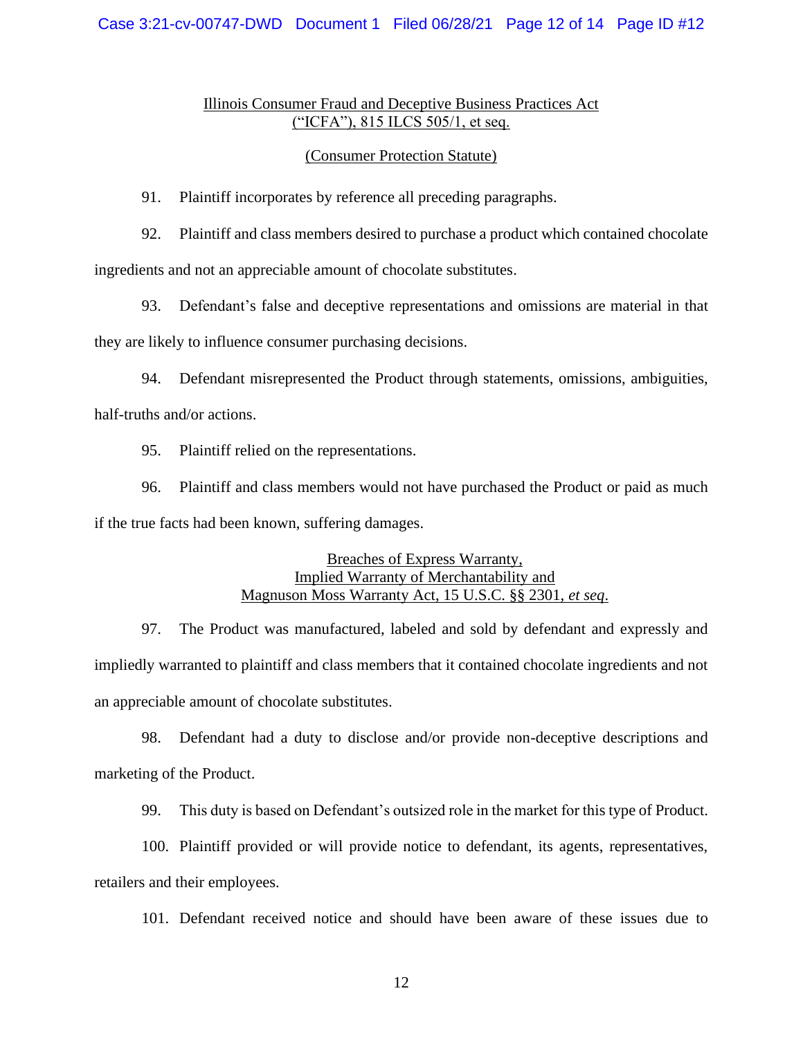<u>Illinois Consumer Fraud and Deceptive Business Practices Act</u>
<u>("ICFA"), 815 ILCS 505/1, et seq.</u>

<u>(Consumer Protection Statute)</u>

91. Plaintiff incorporates by reference all preceding paragraphs.

92. Plaintiff and class members desired to purchase a product which contained chocolate ingredients and not an appreciable amount of chocolate substitutes.

93. Defendant's false and deceptive representations and omissions are material in that they are likely to influence consumer purchasing decisions.

94. Defendant misrepresented the Product through statements, omissions, ambiguities, half-truths and/or actions.

95. Plaintiff relied on the representations.

96. Plaintiff and class members would not have purchased the Product or paid as much if the true facts had been known, suffering damages.

<u>Breaches of Express Warranty,</u>
<u>Implied Warranty of Merchantability and</u>
<u>Magnuson Moss Warranty Act, 15 U.S.C. §§ 2301, *et seq*.</u>

97. The Product was manufactured, labeled and sold by defendant and expressly and impliedly warranted to plaintiff and class members that it contained chocolate ingredients and not an appreciable amount of chocolate substitutes.

98. Defendant had a duty to disclose and/or provide non-deceptive descriptions and marketing of the Product.

99. This duty is based on Defendant's outsized role in the market for this type of Product.

100. Plaintiff provided or will provide notice to defendant, its agents, representatives, retailers and their employees.

101. Defendant received notice and should have been aware of these issues due to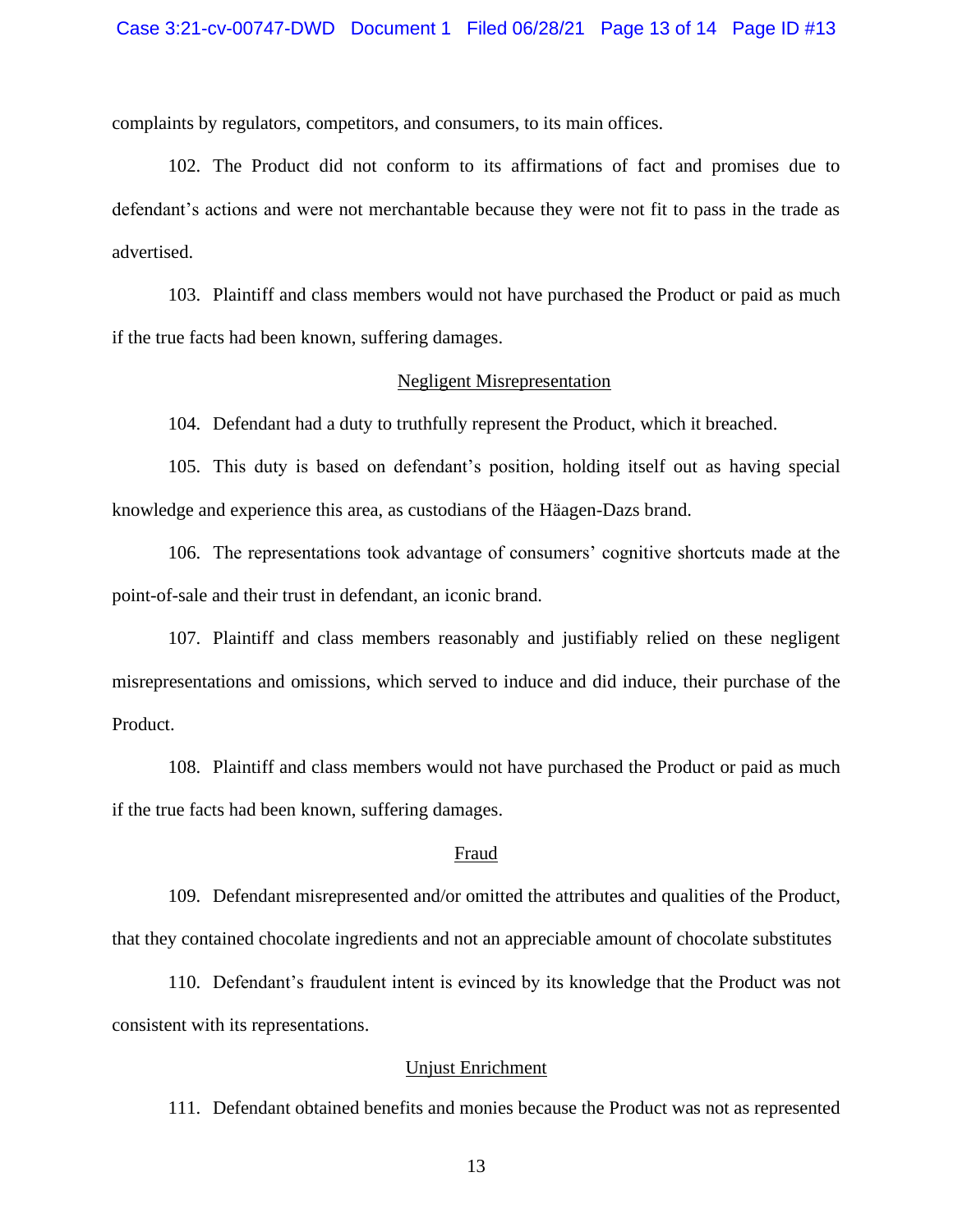complaints by regulators, competitors, and consumers, to its main offices.

102. The Product did not conform to its affirmations of fact and promises due to defendant's actions and were not merchantable because they were not fit to pass in the trade as advertised.

103. Plaintiff and class members would not have purchased the Product or paid as much if the true facts had been known, suffering damages.

<u>Negligent Misrepresentation</u>

104. Defendant had a duty to truthfully represent the Product, which it breached.

105. This duty is based on defendant's position, holding itself out as having special knowledge and experience this area, as custodians of the Häagen-Dazs brand.

106. The representations took advantage of consumers' cognitive shortcuts made at the point-of-sale and their trust in defendant, an iconic brand.

107. Plaintiff and class members reasonably and justifiably relied on these negligent misrepresentations and omissions, which served to induce and did induce, their purchase of the Product.

108. Plaintiff and class members would not have purchased the Product or paid as much if the true facts had been known, suffering damages.

<u>Fraud</u>

109. Defendant misrepresented and/or omitted the attributes and qualities of the Product, that they contained chocolate ingredients and not an appreciable amount of chocolate substitutes

110. Defendant's fraudulent intent is evinced by its knowledge that the Product was not consistent with its representations.

<u>Unjust Enrichment</u>

111. Defendant obtained benefits and monies because the Product was not as represented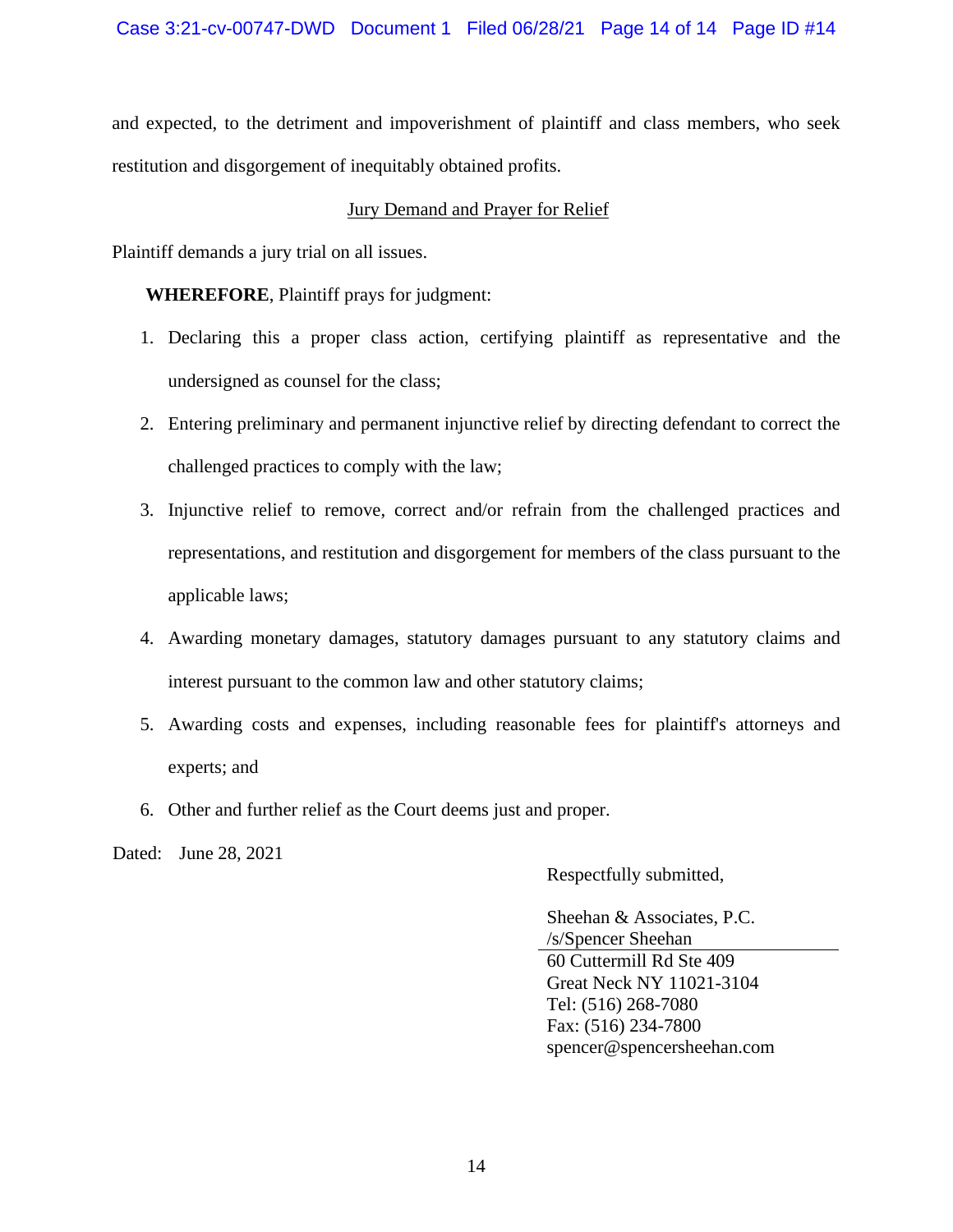and expected, to the detriment and impoverishment of plaintiff and class members, who seek restitution and disgorgement of inequitably obtained profits.

## Jury Demand and Prayer for Relief

Plaintiff demands a jury trial on all issues.

**WHEREFORE**, Plaintiff prays for judgment:

1. Declaring this a proper class action, certifying plaintiff as representative and the undersigned as counsel for the class;
2. Entering preliminary and permanent injunctive relief by directing defendant to correct the challenged practices to comply with the law;
3. Injunctive relief to remove, correct and/or refrain from the challenged practices and representations, and restitution and disgorgement for members of the class pursuant to the applicable laws;
4. Awarding monetary damages, statutory damages pursuant to any statutory claims and interest pursuant to the common law and other statutory claims;
5. Awarding costs and expenses, including reasonable fees for plaintiff's attorneys and experts; and
6. Other and further relief as the Court deems just and proper.

Dated: June 28, 2021

Respectfully submitted,

Sheehan & Associates, P.C.
/s/Spencer Sheehan
60 Cuttermill Rd Ste 409
Great Neck NY 11021-3104
Tel: (516) 268-7080
Fax: (516) 234-7800
spencer@spencersheehan.com